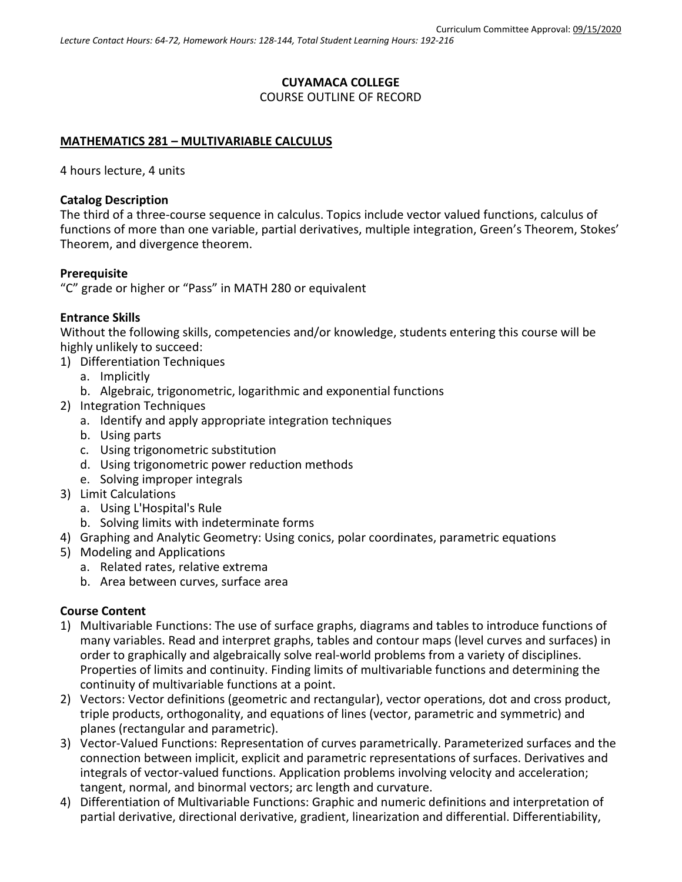Curriculum Committee Approval: 09/15/2020

*Lecture Contact Hours: 64-72, Homework Hours: 128-144, Total Student Learning Hours: 192-216*

**CUYAMACA COLLEGE**

COURSE OUTLINE OF RECORD

## MATHEMATICS 281 – MULTIVARIABLE CALCULUS

4 hours lecture, 4 units

### Catalog Description

The third of a three-course sequence in calculus. Topics include vector valued functions, calculus of functions of more than one variable, partial derivatives, multiple integration, Green's Theorem, Stokes' Theorem, and divergence theorem.

### Prerequisite

"C" grade or higher or "Pass" in MATH 280 or equivalent

### Entrance Skills

Without the following skills, competencies and/or knowledge, students entering this course will be highly unlikely to succeed:

1) Differentiation Techniques
   a. Implicitly
   b. Algebraic, trigonometric, logarithmic and exponential functions
2) Integration Techniques
   a. Identify and apply appropriate integration techniques
   b. Using parts
   c. Using trigonometric substitution
   d. Using trigonometric power reduction methods
   e. Solving improper integrals
3) Limit Calculations
   a. Using L'Hospital's Rule
   b. Solving limits with indeterminate forms
4) Graphing and Analytic Geometry: Using conics, polar coordinates, parametric equations
5) Modeling and Applications
   a. Related rates, relative extrema
   b. Area between curves, surface area

### Course Content

1) Multivariable Functions: The use of surface graphs, diagrams and tables to introduce functions of many variables. Read and interpret graphs, tables and contour maps (level curves and surfaces) in order to graphically and algebraically solve real-world problems from a variety of disciplines. Properties of limits and continuity. Finding limits of multivariable functions and determining the continuity of multivariable functions at a point.
2) Vectors: Vector definitions (geometric and rectangular), vector operations, dot and cross product, triple products, orthogonality, and equations of lines (vector, parametric and symmetric) and planes (rectangular and parametric).
3) Vector-Valued Functions: Representation of curves parametrically. Parameterized surfaces and the connection between implicit, explicit and parametric representations of surfaces. Derivatives and integrals of vector-valued functions. Application problems involving velocity and acceleration; tangent, normal, and binormal vectors; arc length and curvature.
4) Differentiation of Multivariable Functions: Graphic and numeric definitions and interpretation of partial derivative, directional derivative, gradient, linearization and differential. Differentiability,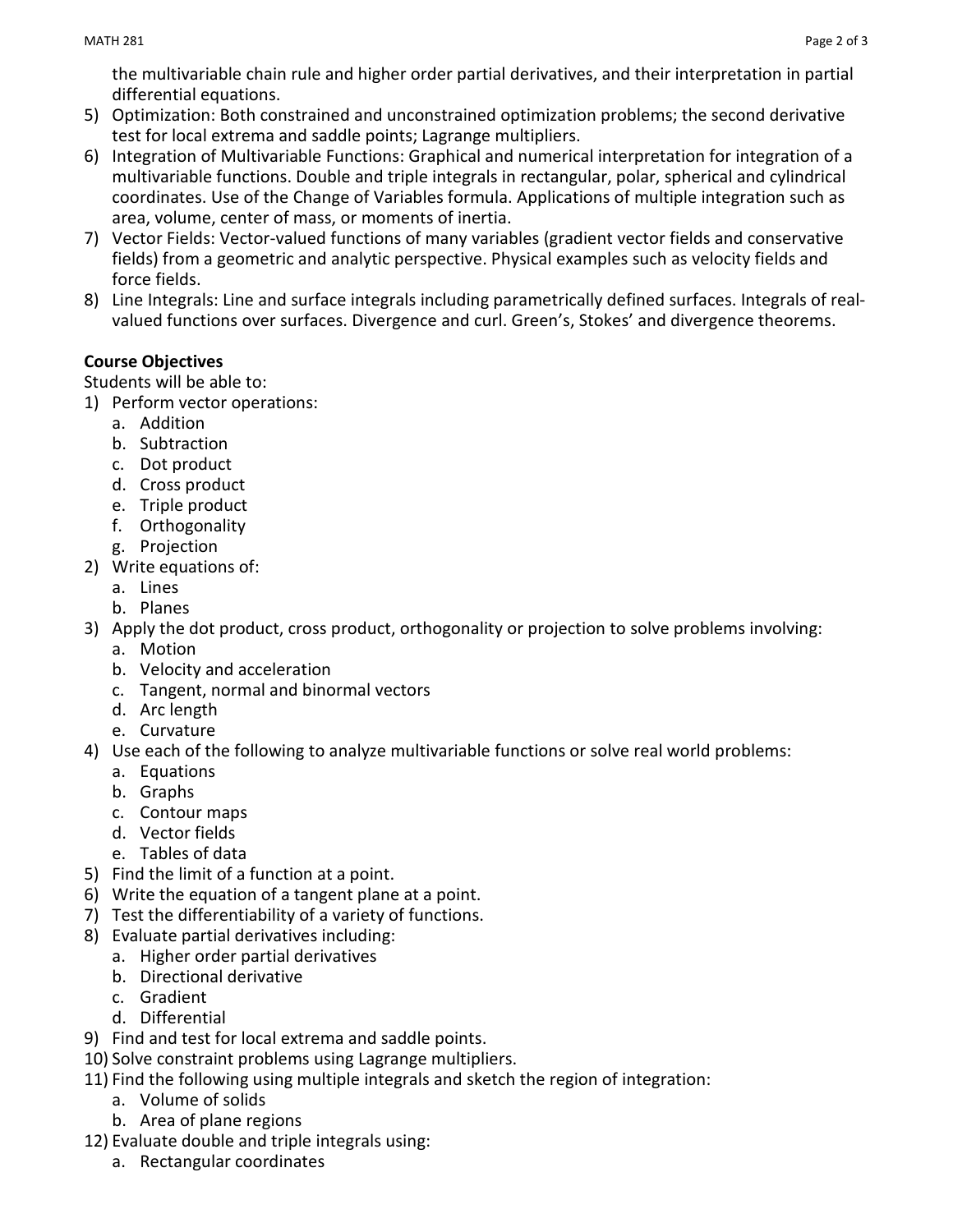the multivariable chain rule and higher order partial derivatives, and their interpretation in partial differential equations.

5) Optimization: Both constrained and unconstrained optimization problems; the second derivative test for local extrema and saddle points; Lagrange multipliers.
6) Integration of Multivariable Functions: Graphical and numerical interpretation for integration of a multivariable functions. Double and triple integrals in rectangular, polar, spherical and cylindrical coordinates. Use of the Change of Variables formula. Applications of multiple integration such as area, volume, center of mass, or moments of inertia.
7) Vector Fields: Vector-valued functions of many variables (gradient vector fields and conservative fields) from a geometric and analytic perspective. Physical examples such as velocity fields and force fields.
8) Line Integrals: Line and surface integrals including parametrically defined surfaces. Integrals of real-valued functions over surfaces. Divergence and curl. Green's, Stokes' and divergence theorems.

**Course Objectives**

Students will be able to:

1) Perform vector operations:
    a. Addition
    b. Subtraction
    c. Dot product
    d. Cross product
    e. Triple product
    f. Orthogonality
    g. Projection
2) Write equations of:
    a. Lines
    b. Planes
3) Apply the dot product, cross product, orthogonality or projection to solve problems involving:
    a. Motion
    b. Velocity and acceleration
    c. Tangent, normal and binormal vectors
    d. Arc length
    e. Curvature
4) Use each of the following to analyze multivariable functions or solve real world problems:
    a. Equations
    b. Graphs
    c. Contour maps
    d. Vector fields
    e. Tables of data
5) Find the limit of a function at a point.
6) Write the equation of a tangent plane at a point.
7) Test the differentiability of a variety of functions.
8) Evaluate partial derivatives including:
    a. Higher order partial derivatives
    b. Directional derivative
    c. Gradient
    d. Differential
9) Find and test for local extrema and saddle points.
10) Solve constraint problems using Lagrange multipliers.
11) Find the following using multiple integrals and sketch the region of integration:
    a. Volume of solids
    b. Area of plane regions
12) Evaluate double and triple integrals using:
    a. Rectangular coordinates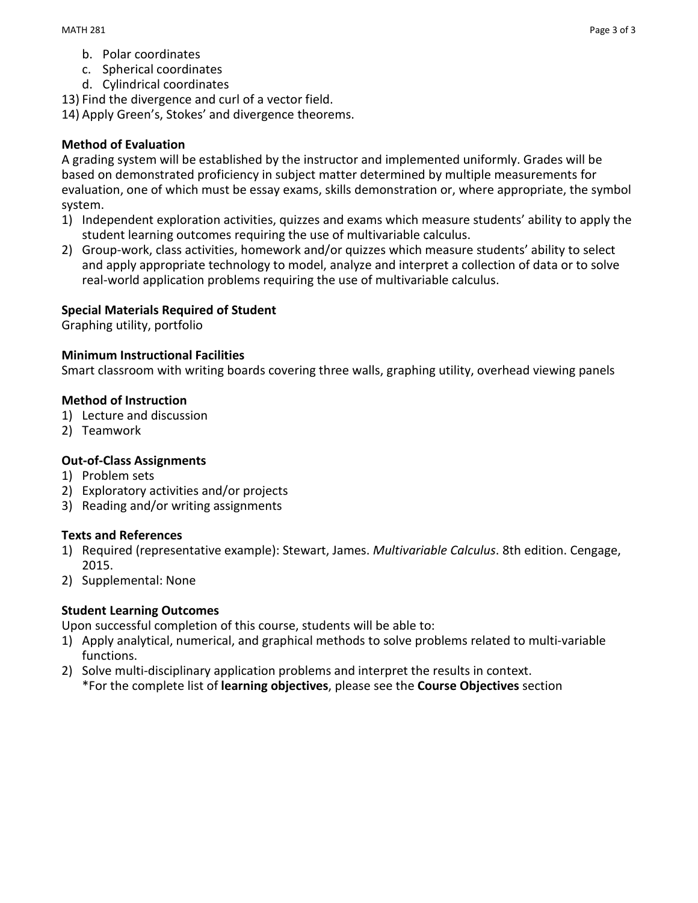b. Polar coordinates
   c. Spherical coordinates
   d. Cylindrical coordinates
13) Find the divergence and curl of a vector field.
14) Apply Green's, Stokes' and divergence theorems.

**Method of Evaluation**

A grading system will be established by the instructor and implemented uniformly. Grades will be based on demonstrated proficiency in subject matter determined by multiple measurements for evaluation, one of which must be essay exams, skills demonstration or, where appropriate, the symbol system.

1) Independent exploration activities, quizzes and exams which measure students' ability to apply the student learning outcomes requiring the use of multivariable calculus.
2) Group-work, class activities, homework and/or quizzes which measure students' ability to select and apply appropriate technology to model, analyze and interpret a collection of data or to solve real-world application problems requiring the use of multivariable calculus.

**Special Materials Required of Student**

Graphing utility, portfolio

**Minimum Instructional Facilities**

Smart classroom with writing boards covering three walls, graphing utility, overhead viewing panels

**Method of Instruction**

1) Lecture and discussion
2) Teamwork

**Out-of-Class Assignments**

1) Problem sets
2) Exploratory activities and/or projects
3) Reading and/or writing assignments

**Texts and References**

1) Required (representative example): Stewart, James. *Multivariable Calculus*. 8th edition. Cengage, 2015.
2) Supplemental: None

**Student Learning Outcomes**

Upon successful completion of this course, students will be able to:

1) Apply analytical, numerical, and graphical methods to solve problems related to multi-variable functions.
2) Solve multi-disciplinary application problems and interpret the results in context.
   *For the complete list of **learning objectives**, please see the **Course Objectives** section